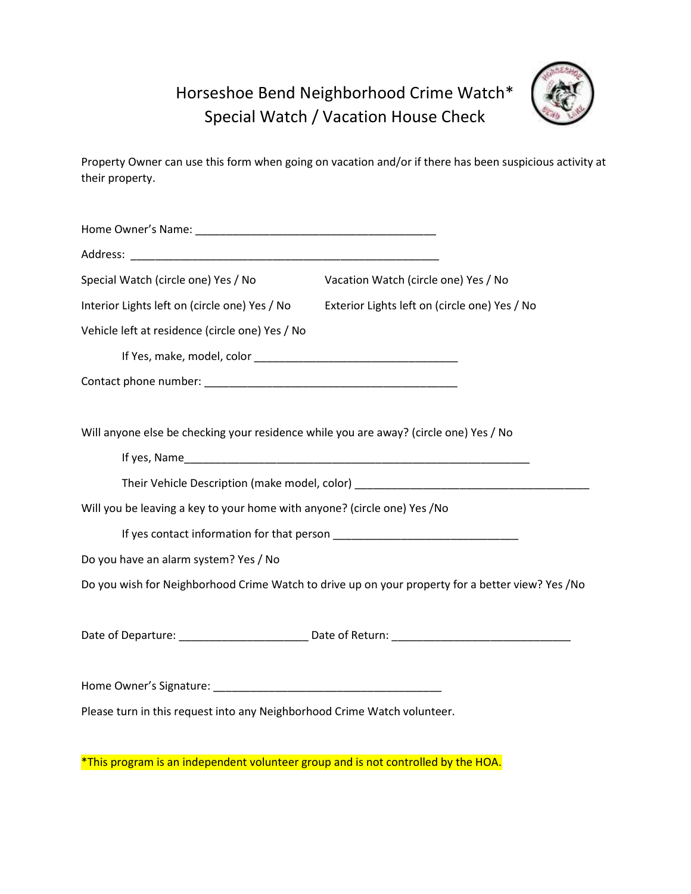# Horseshoe Bend Neighborhood Crime Watch*
## Special Watch / Vacation House Check

Property Owner can use this form when going on vacation and/or if there has been suspicious activity at their property.

Home Owner's Name: ________________________________________

Address: ____________________________________________________

Special Watch (circle one) Yes / No          Vacation Watch (circle one) Yes / No

Interior Lights left on (circle one) Yes / No          Exterior Lights left on (circle one) Yes / No

Vehicle left at residence (circle one) Yes / No

If Yes, make, model, color _________________________________

Contact phone number: ___________________________________________

Will anyone else be checking your residence while you are away? (circle one) Yes / No

If yes, Name__________________________________________________________

Their Vehicle Description (make model, color) _______________________________________

Will you be leaving a key to your home with anyone? (circle one) Yes /No

If yes contact information for that person ______________________________

Do you have an alarm system? Yes / No

Do you wish for Neighborhood Crime Watch to drive up on your property for a better view? Yes /No

Date of Departure: _____________________ Date of Return: _____________________________

Home Owner's Signature: _____________________________________

Please turn in this request into any Neighborhood Crime Watch volunteer.

*This program is an independent volunteer group and is not controlled by the HOA.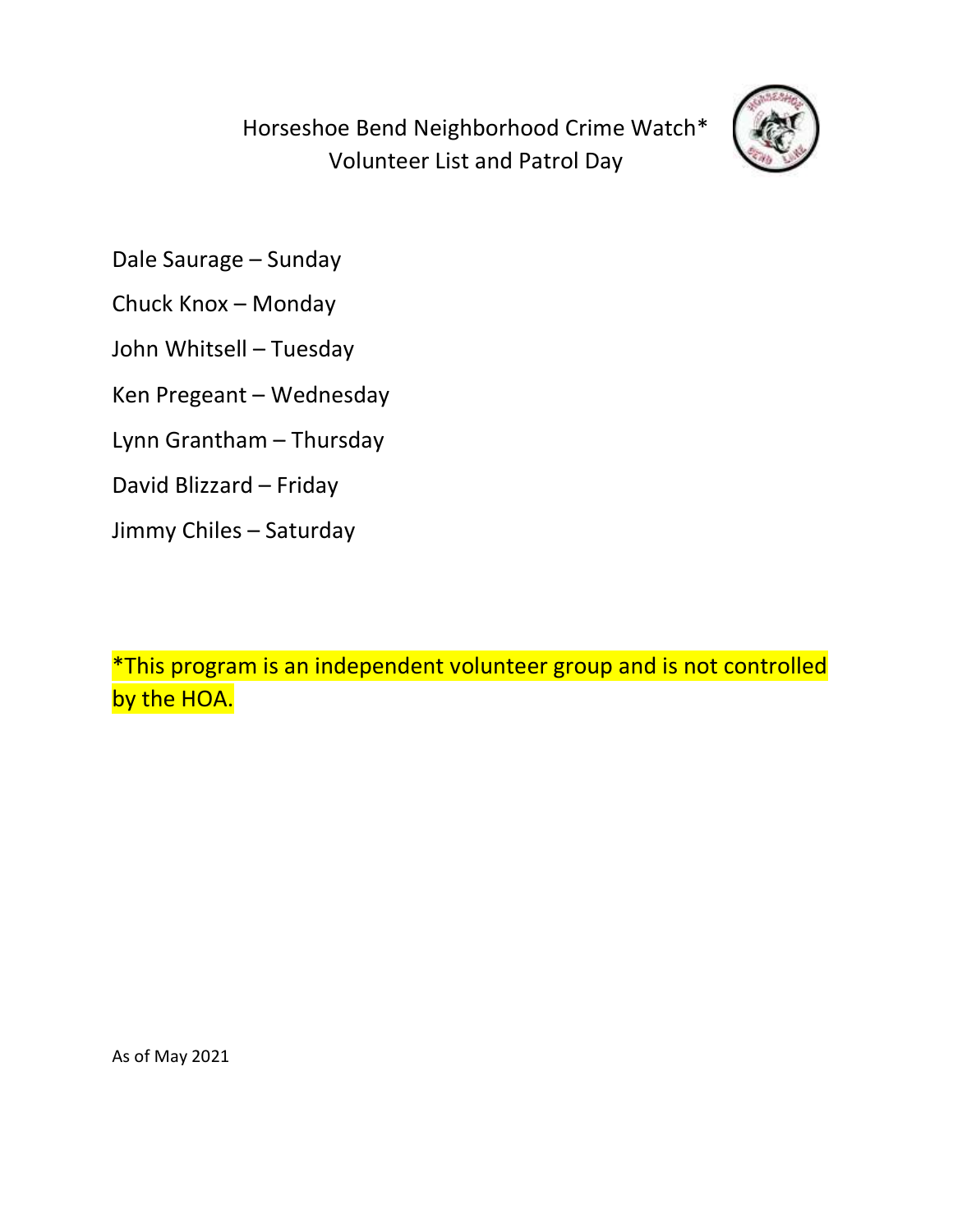# Horseshoe Bend Neighborhood Crime Watch*
## Volunteer List and Patrol Day

Dale Saurage – Sunday

Chuck Knox – Monday

John Whitsell – Tuesday

Ken Pregeant – Wednesday

Lynn Grantham – Thursday

David Blizzard – Friday

Jimmy Chiles – Saturday

*This program is an independent volunteer group and is not controlled by the HOA.

As of May 2021